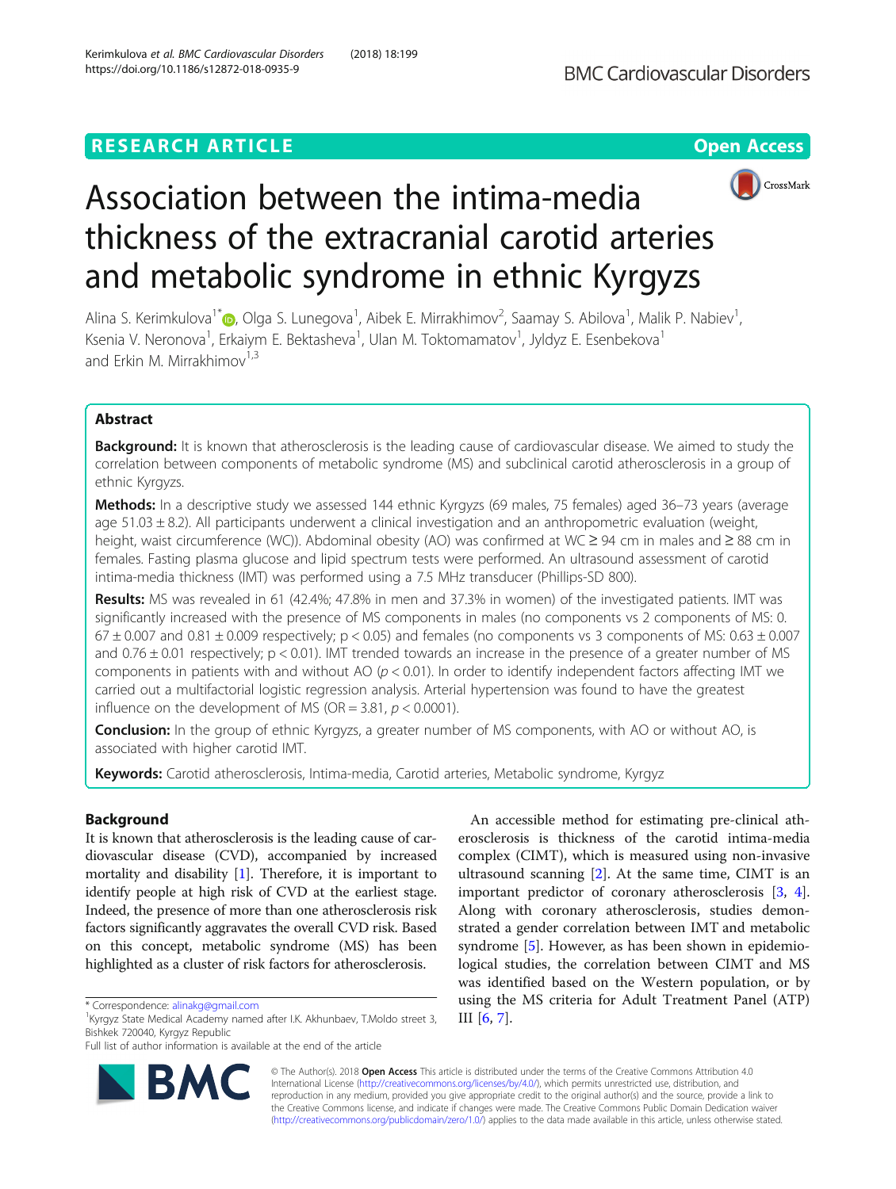RESEARCH ARTICLE

Open Access

# Association between the intima-media thickness of the extracranial carotid arteries and metabolic syndrome in ethnic Kyrgyzs

Alina S. Kerimkulova[1*], Olga S. Lunegova[1], Aibek E. Mirrakhimov[2], Saamay S. Abilova[1], Malik P. Nabiev[1], Ksenia V. Neronova[1], Erkaiym E. Bektasheva[1], Ulan M. Toktomamatov[1], Jyldyz E. Esenbekova[1] and Erkin M. Mirrakhimov[1,3]

## Abstract

**Background:** It is known that atherosclerosis is the leading cause of cardiovascular disease. We aimed to study the correlation between components of metabolic syndrome (MS) and subclinical carotid atherosclerosis in a group of ethnic Kyrgyzs.

**Methods:** In a descriptive study we assessed 144 ethnic Kyrgyzs (69 males, 75 females) aged 36–73 years (average age 51.03 ± 8.2). All participants underwent a clinical investigation and an anthropometric evaluation (weight, height, waist circumference (WC)). Abdominal obesity (AO) was confirmed at WC ≥ 94 cm in males and ≥ 88 cm in females. Fasting plasma glucose and lipid spectrum tests were performed. An ultrasound assessment of carotid intima-media thickness (IMT) was performed using a 7.5 MHz transducer (Phillips-SD 800).

**Results:** MS was revealed in 61 (42.4%; 47.8% in men and 37.3% in women) of the investigated patients. IMT was significantly increased with the presence of MS components in males (no components vs 2 components of MS: 0.67 ± 0.007 and 0.81 ± 0.009 respectively; $p < 0.05$) and females (no components vs 3 components of MS: 0.63 ± 0.007 and 0.76 ± 0.01 respectively; $p < 0.01$). IMT trended towards an increase in the presence of a greater number of MS components in patients with and without AO ($p < 0.01$). In order to identify independent factors affecting IMT we carried out a multifactorial logistic regression analysis. Arterial hypertension was found to have the greatest influence on the development of MS (OR = 3.81, $p < 0.0001$).

**Conclusion:** In the group of ethnic Kyrgyzs, a greater number of MS components, with AO or without AO, is associated with higher carotid IMT.

**Keywords:** Carotid atherosclerosis, Intima-media, Carotid arteries, Metabolic syndrome, Kyrgyz

## Background

It is known that atherosclerosis is the leading cause of cardiovascular disease (CVD), accompanied by increased mortality and disability [1]. Therefore, it is important to identify people at high risk of CVD at the earliest stage. Indeed, the presence of more than one atherosclerosis risk factors significantly aggravates the overall CVD risk. Based on this concept, metabolic syndrome (MS) has been highlighted as a cluster of risk factors for atherosclerosis.

An accessible method for estimating pre-clinical atherosclerosis is thickness of the carotid intima-media complex (CIMT), which is measured using non-invasive ultrasound scanning [2]. At the same time, CIMT is an important predictor of coronary atherosclerosis [3, 4]. Along with coronary atherosclerosis, studies demonstrated a gender correlation between IMT and metabolic syndrome [5]. However, as has been shown in epidemiological studies, the correlation between CIMT and MS was identified based on the Western population, or by using the MS criteria for Adult Treatment Panel (ATP) III [6, 7].

\* Correspondence: alinakg@gmail.com
[1]Kyrgyz State Medical Academy named after I.K. Akhunbaev, T.Moldo street 3, Bishkek 720040, Kyrgyz Republic
Full list of author information is available at the end of the article

© The Author(s). 2018 **Open Access** This article is distributed under the terms of the Creative Commons Attribution 4.0 International License (http://creativecommons.org/licenses/by/4.0/), which permits unrestricted use, distribution, and reproduction in any medium, provided you give appropriate credit to the original author(s) and the source, provide a link to the Creative Commons license, and indicate if changes were made. The Creative Commons Public Domain Dedication waiver (http://creativecommons.org/publicdomain/zero/1.0/) applies to the data made available in this article, unless otherwise stated.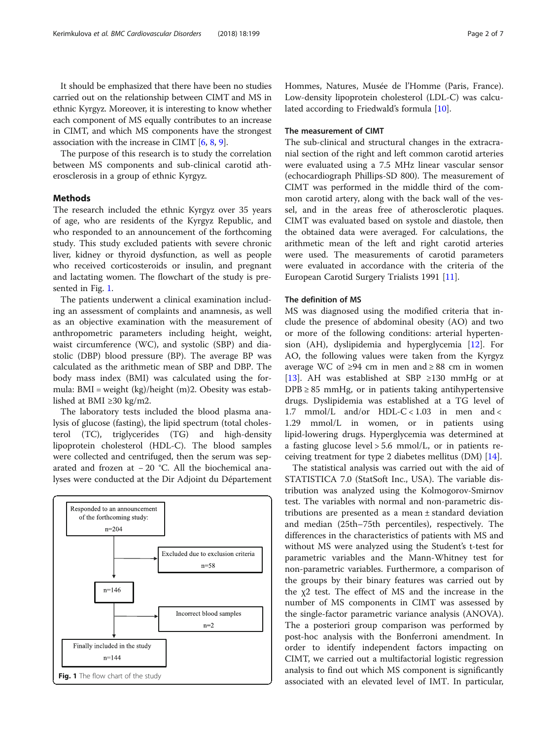It should be emphasized that there have been no studies carried out on the relationship between CIMT and MS in ethnic Kyrgyz. Moreover, it is interesting to know whether each component of MS equally contributes to an increase in CIMT, and which MS components have the strongest association with the increase in CIMT [6, 8, 9].

The purpose of this research is to study the correlation between MS components and sub-clinical carotid atherosclerosis in a group of ethnic Kyrgyz.

## Methods

The research included the ethnic Kyrgyz over 35 years of age, who are residents of the Kyrgyz Republic, and who responded to an announcement of the forthcoming study. This study excluded patients with severe chronic liver, kidney or thyroid dysfunction, as well as people who received corticosteroids or insulin, and pregnant and lactating women. The flowchart of the study is presented in Fig. 1.

The patients underwent a clinical examination including an assessment of complaints and anamnesis, as well as an objective examination with the measurement of anthropometric parameters including height, weight, waist circumference (WC), and systolic (SBP) and diastolic (DBP) blood pressure (BP). The average BP was calculated as the arithmetic mean of SBP and DBP. The body mass index (BMI) was calculated using the formula: BMI = weight (kg)/height (m)2. Obesity was established at BMI ≥30 kg/m2.

The laboratory tests included the blood plasma analysis of glucose (fasting), the lipid spectrum (total cholesterol (TC), triglycerides (TG) and high-density lipoprotein cholesterol (HDL-C). The blood samples were collected and centrifuged, then the serum was separated and frozen at − 20 °C. All the biochemical analyses were conducted at the Dir Adjoint du Département Hommes, Natures, Musée de l'Homme (Paris, France). Low-density lipoprotein cholesterol (LDL-C) was calculated according to Friedwald's formula [10].

Responded to an announcement of the forthcoming study: n=204
→ Excluded due to exclusion criteria n=58
→ n=146
→ Incorrect blood samples n=2
→ Finally included in the study n=144

**Fig. 1** The flow chart of the study

### The measurement of CIMT

The sub-clinical and structural changes in the extracranial section of the right and left common carotid arteries were evaluated using a 7.5 MHz linear vascular sensor (echocardiograph Phillips-SD 800). The measurement of CIMT was performed in the middle third of the common carotid artery, along with the back wall of the vessel, and in the areas free of atherosclerotic plaques. CIMT was evaluated based on systole and diastole, then the obtained data were averaged. For calculations, the arithmetic mean of the left and right carotid arteries were used. The measurements of carotid parameters were evaluated in accordance with the criteria of the European Carotid Surgery Trialists 1991 [11].

### The definition of MS

MS was diagnosed using the modified criteria that include the presence of abdominal obesity (AO) and two or more of the following conditions: arterial hypertension (AH), dyslipidemia and hyperglycemia [12]. For AO, the following values were taken from the Kyrgyz average WC of ≥94 cm in men and ≥ 88 cm in women [13]. AH was established at SBP ≥130 mmHg or at DPB ≥ 85 mmHg, or in patients taking antihypertensive drugs. Dyslipidemia was established at a TG level of 1.7 mmol/L and/or HDL-C < 1.03 in men and < 1.29 mmol/L in women, or in patients using lipid-lowering drugs. Hyperglycemia was determined at a fasting glucose level > 5.6 mmol/L, or in patients receiving treatment for type 2 diabetes mellitus (DM) [14].

The statistical analysis was carried out with the aid of STATISTICA 7.0 (StatSoft Inc., USA). The variable distribution was analyzed using the Kolmogorov-Smirnov test. The variables with normal and non-parametric distributions are presented as a mean ± standard deviation and median (25th–75th percentiles), respectively. The differences in the characteristics of patients with MS and without MS were analyzed using the Student's t-test for parametric variables and the Mann-Whitney test for non-parametric variables. Furthermore, a comparison of the groups by their binary features was carried out by the $\chi^2$ test. The effect of MS and the increase in the number of MS components in CIMT was assessed by the single-factor parametric variance analysis (ANOVA). The a posteriori group comparison was performed by post-hoc analysis with the Bonferroni amendment. In order to identify independent factors impacting on CIMT, we carried out a multifactorial logistic regression analysis to find out which MS component is significantly associated with an elevated level of IMT. In particular,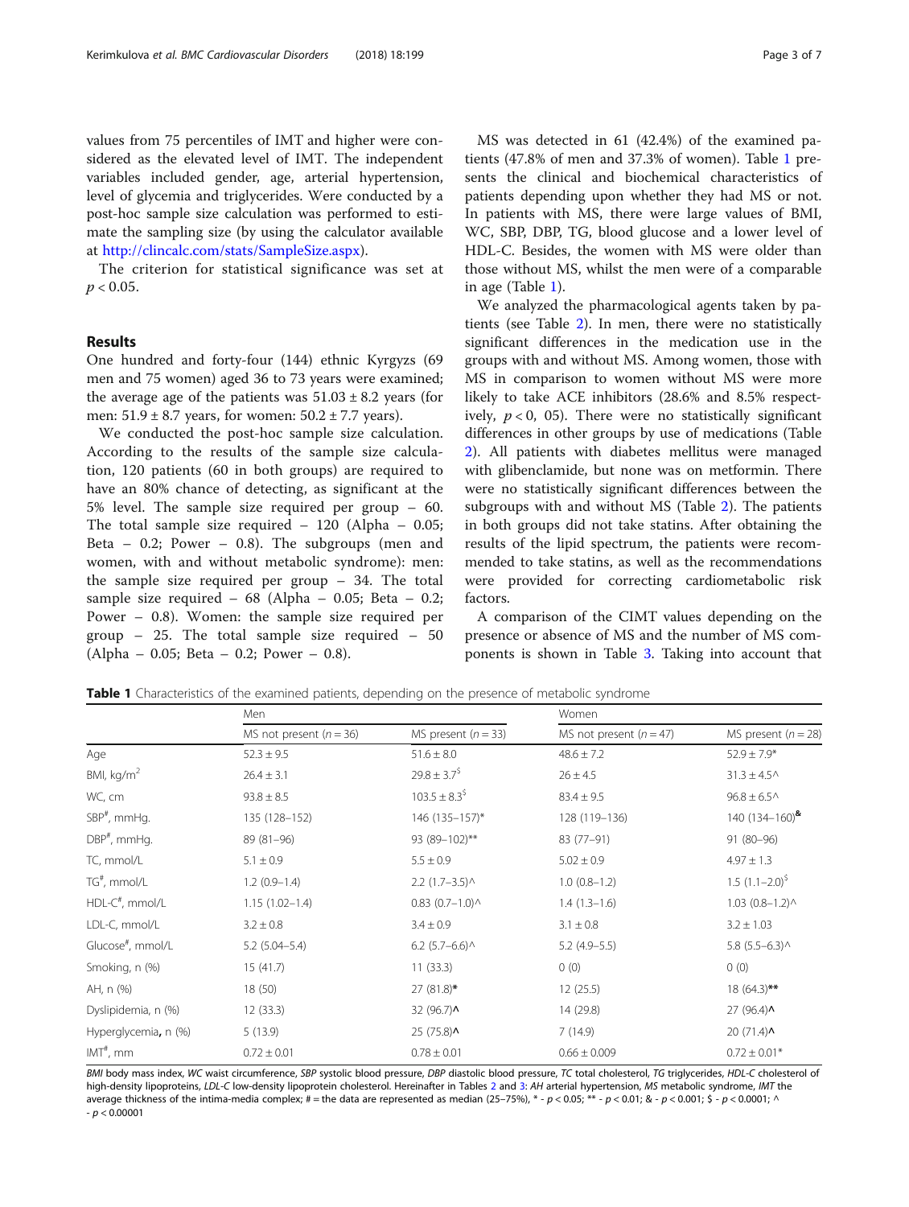values from 75 percentiles of IMT and higher were considered as the elevated level of IMT. The independent variables included gender, age, arterial hypertension, level of glycemia and triglycerides. Were conducted by a post-hoc sample size calculation was performed to estimate the sampling size (by using the calculator available at http://clincalc.com/stats/SampleSize.aspx).

The criterion for statistical significance was set at $p < 0.05$.

## Results

One hundred and forty-four (144) ethnic Kyrgyzs (69 men and 75 women) aged 36 to 73 years were examined; the average age of the patients was $51.03 \pm 8.2$ years (for men: $51.9 \pm 8.7$ years, for women: $50.2 \pm 7.7$ years).

We conducted the post-hoc sample size calculation. According to the results of the sample size calculation, 120 patients (60 in both groups) are required to have an 80% chance of detecting, as significant at the 5% level. The sample size required per group – 60. The total sample size required – 120 (Alpha – 0.05; Beta – 0.2; Power – 0.8). The subgroups (men and women, with and without metabolic syndrome): men: the sample size required per group – 34. The total sample size required – 68 (Alpha – 0.05; Beta – 0.2; Power – 0.8). Women: the sample size required per group – 25. The total sample size required – 50 (Alpha – 0.05; Beta – 0.2; Power – 0.8).

MS was detected in 61 (42.4%) of the examined patients (47.8% of men and 37.3% of women). Table 1 presents the clinical and biochemical characteristics of patients depending upon whether they had MS or not. In patients with MS, there were large values of BMI, WC, SBP, DBP, TG, blood glucose and a lower level of HDL-C. Besides, the women with MS were older than those without MS, whilst the men were of a comparable in age (Table 1).

We analyzed the pharmacological agents taken by patients (see Table 2). In men, there were no statistically significant differences in the medication use in the groups with and without MS. Among women, those with MS in comparison to women without MS were more likely to take ACE inhibitors (28.6% and 8.5% respectively, $p < 0, 05$). There were no statistically significant differences in other groups by use of medications (Table 2). All patients with diabetes mellitus were managed with glibenclamide, but none was on metformin. There were no statistically significant differences between the subgroups with and without MS (Table 2). The patients in both groups did not take statins. After obtaining the results of the lipid spectrum, the patients were recommended to take statins, as well as the recommendations were provided for correcting cardiometabolic risk factors.

A comparison of the CIMT values depending on the presence or absence of MS and the number of MS components is shown in Table 3. Taking into account that

**Table 1** Characteristics of the examined patients, depending on the presence of metabolic syndrome

| | Men | | Women | |
|---|---|---|---|---|
| | MS not present ($n = 36$) | MS present ($n = 33$) | MS not present ($n = 47$) | MS present ($n = 28$) |
| Age | $52.3 \pm 9.5$ | $51.6 \pm 8.0$ | $48.6 \pm 7.2$ | $52.9 \pm 7.9$* |
| BMI, kg/m$^2$ | $26.4 \pm 3.1$ | $29.8 \pm 3.7^{\$}$ | $26 \pm 4.5$ | $31.3 \pm 4.5$^ |
| WC, cm | $93.8 \pm 8.5$ | $103.5 \pm 8.3^{\$}$ | $83.4 \pm 9.5$ | $96.8 \pm 6.5$^ |
| SBP#, mmHg. | 135 (128–152) | 146 (135–157)* | 128 (119–136) | 140 (134–160)& |
| DBP#, mmHg. | 89 (81–96) | 93 (89–102)** | 83 (77–91) | 91 (80–96) |
| TC, mmol/L | $5.1 \pm 0.9$ | $5.5 \pm 0.9$ | $5.02 \pm 0.9$ | $4.97 \pm 1.3$ |
| TG#, mmol/L | 1.2 (0.9–1.4) | 2.2 (1.7–3.5)^ | 1.0 (0.8–1.2) | 1.5 (1.1–2.0)$ |
| HDL-C#, mmol/L | 1.15 (1.02–1.4) | 0.83 (0.7–1.0)^ | 1.4 (1.3–1.6) | 1.03 (0.8–1.2)^ |
| LDL-C, mmol/L | $3.2 \pm 0.8$ | $3.4 \pm 0.9$ | $3.1 \pm 0.8$ | $3.2 \pm 1.03$ |
| Glucose#, mmol/L | 5.2 (5.04–5.4) | 6.2 (5.7–6.6)^ | 5.2 (4.9–5.5) | 5.8 (5.5–6.3)^ |
| Smoking, n (%) | 15 (41.7) | 11 (33.3) | 0 (0) | 0 (0) |
| AH, n (%) | 18 (50) | 27 (81.8)* | 12 (25.5) | 18 (64.3)** |
| Dyslipidemia, n (%) | 12 (33.3) | 32 (96.7)^ | 14 (29.8) | 27 (96.4)^ |
| Hyperglycemia, n (%) | 5 (13.9) | 25 (75.8)^ | 7 (14.9) | 20 (71.4)^ |
| IMT#, mm | $0.72 \pm 0.01$ | $0.78 \pm 0.01$ | $0.66 \pm 0.009$ | $0.72 \pm 0.01$* |

*BMI* body mass index, *WC* waist circumference, *SBP* systolic blood pressure, *DBP* diastolic blood pressure, *TC* total cholesterol, *TG* triglycerides, *HDL-C* cholesterol of high-density lipoproteins, *LDL-C* low-density lipoprotein cholesterol. Hereinafter in Tables 2 and 3: *AH* arterial hypertension, *MS* metabolic syndrome, *IMT* the average thickness of the intima-media complex; # = the data are represented as median (25–75%), * - $p < 0.05$; ** - $p < 0.01$; & - $p < 0.001$; $ - $p < 0.0001$; ^ - $p < 0.00001$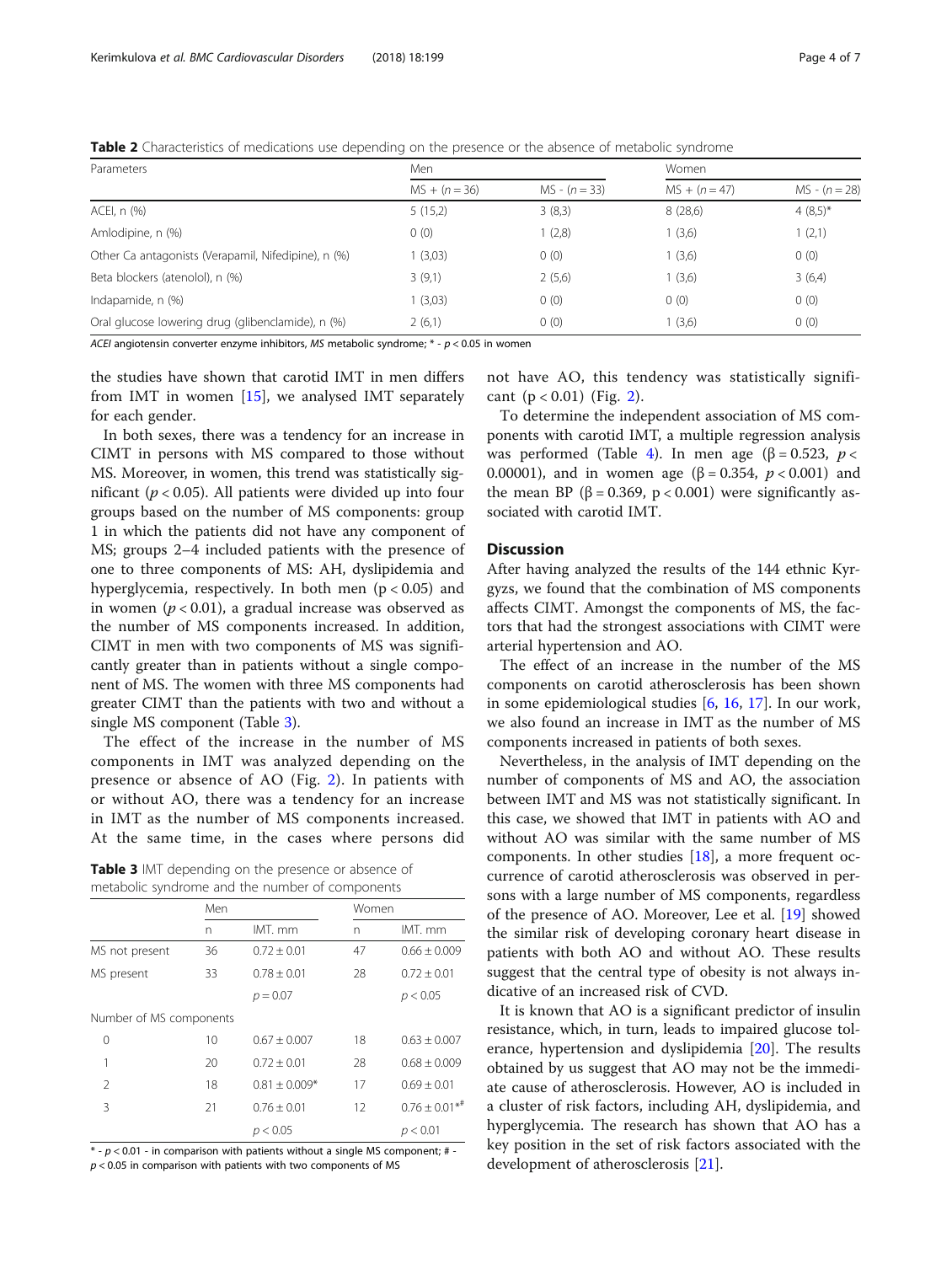**Table 2** Characteristics of medications use depending on the presence or the absence of metabolic syndrome

| Parameters | Men | | Women | |
|---|---|---|---|---|
| | MS + (n = 36) | MS - (n = 33) | MS + (n = 47) | MS - (n = 28) |
| ACEI, n (%) | 5 (15,2) | 3 (8,3) | 8 (28,6) | 4 (8,5)* |
| Amlodipine, n (%) | 0 (0) | 1 (2,8) | 1 (3,6) | 1 (2,1) |
| Other Ca antagonists (Verapamil, Nifedipine), n (%) | 1 (3,03) | 0 (0) | 1 (3,6) | 0 (0) |
| Beta blockers (atenolol), n (%) | 3 (9,1) | 2 (5,6) | 1 (3,6) | 3 (6,4) |
| Indapamide, n (%) | 1 (3,03) | 0 (0) | 0 (0) | 0 (0) |
| Oral glucose lowering drug (glibenclamide), n (%) | 2 (6,1) | 0 (0) | 1 (3,6) | 0 (0) |

*ACEI* angiotensin converter enzyme inhibitors, *MS* metabolic syndrome; * - $p < 0.05$ in women

the studies have shown that carotid IMT in men differs from IMT in women [15], we analysed IMT separately for each gender.

In both sexes, there was a tendency for an increase in CIMT in persons with MS compared to those without MS. Moreover, in women, this trend was statistically significant ($p < 0.05$). All patients were divided up into four groups based on the number of MS components: group 1 in which the patients did not have any component of MS; groups 2–4 included patients with the presence of one to three components of MS: AH, dyslipidemia and hyperglycemia, respectively. In both men ($p < 0.05$) and in women ($p < 0.01$), a gradual increase was observed as the number of MS components increased. In addition, CIMT in men with two components of MS was significantly greater than in patients without a single component of MS. The women with three MS components had greater CIMT than the patients with two and without a single MS component (Table 3).

The effect of the increase in the number of MS components in IMT was analyzed depending on the presence or absence of AO (Fig. 2). In patients with or without AO, there was a tendency for an increase in IMT as the number of MS components increased. At the same time, in the cases where persons did not have AO, this tendency was statistically significant ($p < 0.01$) (Fig. 2).

**Table 3** IMT depending on the presence or absence of metabolic syndrome and the number of components

| | Men | | Women | |
|---|---|---|---|---|
| | n | IMT. mm | n | IMT. mm |
| MS not present | 36 | 0.72 ± 0.01 | 47 | 0.66 ± 0.009 |
| MS present | 33 | 0.78 ± 0.01 | 28 | 0.72 ± 0.01 |
| | | $p = 0.07$ | | $p < 0.05$ |
| Number of MS components | | | | |
| 0 | 10 | 0.67 ± 0.007 | 18 | 0.63 ± 0.007 |
| 1 | 20 | 0.72 ± 0.01 | 28 | 0.68 ± 0.009 |
| 2 | 18 | 0.81 ± 0.009* | 17 | 0.69 ± 0.01 |
| 3 | 21 | 0.76 ± 0.01 | 12 | 0.76 ± 0.01*# |
| | | $p < 0.05$ | | $p < 0.01$ |

* - $p < 0.01$ - in comparison with patients without a single MS component; # - $p < 0.05$ in comparison with patients with two components of MS

To determine the independent association of MS components with carotid IMT, a multiple regression analysis was performed (Table 4). In men age ($\beta = 0.523$, $p < 0.00001$), and in women age ($\beta = 0.354$, $p < 0.001$) and the mean BP ($\beta = 0.369$, $p < 0.001$) were significantly associated with carotid IMT.

## Discussion

After having analyzed the results of the 144 ethnic Kyrgyzs, we found that the combination of MS components affects CIMT. Amongst the components of MS, the factors that had the strongest associations with CIMT were arterial hypertension and AO.

The effect of an increase in the number of the MS components on carotid atherosclerosis has been shown in some epidemiological studies [6, 16, 17]. In our work, we also found an increase in IMT as the number of MS components increased in patients of both sexes.

Nevertheless, in the analysis of IMT depending on the number of components of MS and AO, the association between IMT and MS was not statistically significant. In this case, we showed that IMT in patients with AO and without AO was similar with the same number of MS components. In other studies [18], a more frequent occurrence of carotid atherosclerosis was observed in persons with a large number of MS components, regardless of the presence of AO. Moreover, Lee et al. [19] showed the similar risk of developing coronary heart disease in patients with both AO and without AO. These results suggest that the central type of obesity is not always indicative of an increased risk of CVD.

It is known that AO is a significant predictor of insulin resistance, which, in turn, leads to impaired glucose tolerance, hypertension and dyslipidemia [20]. The results obtained by us suggest that AO may not be the immediate cause of atherosclerosis. However, AO is included in a cluster of risk factors, including AH, dyslipidemia, and hyperglycemia. The research has shown that AO has a key position in the set of risk factors associated with the development of atherosclerosis [21].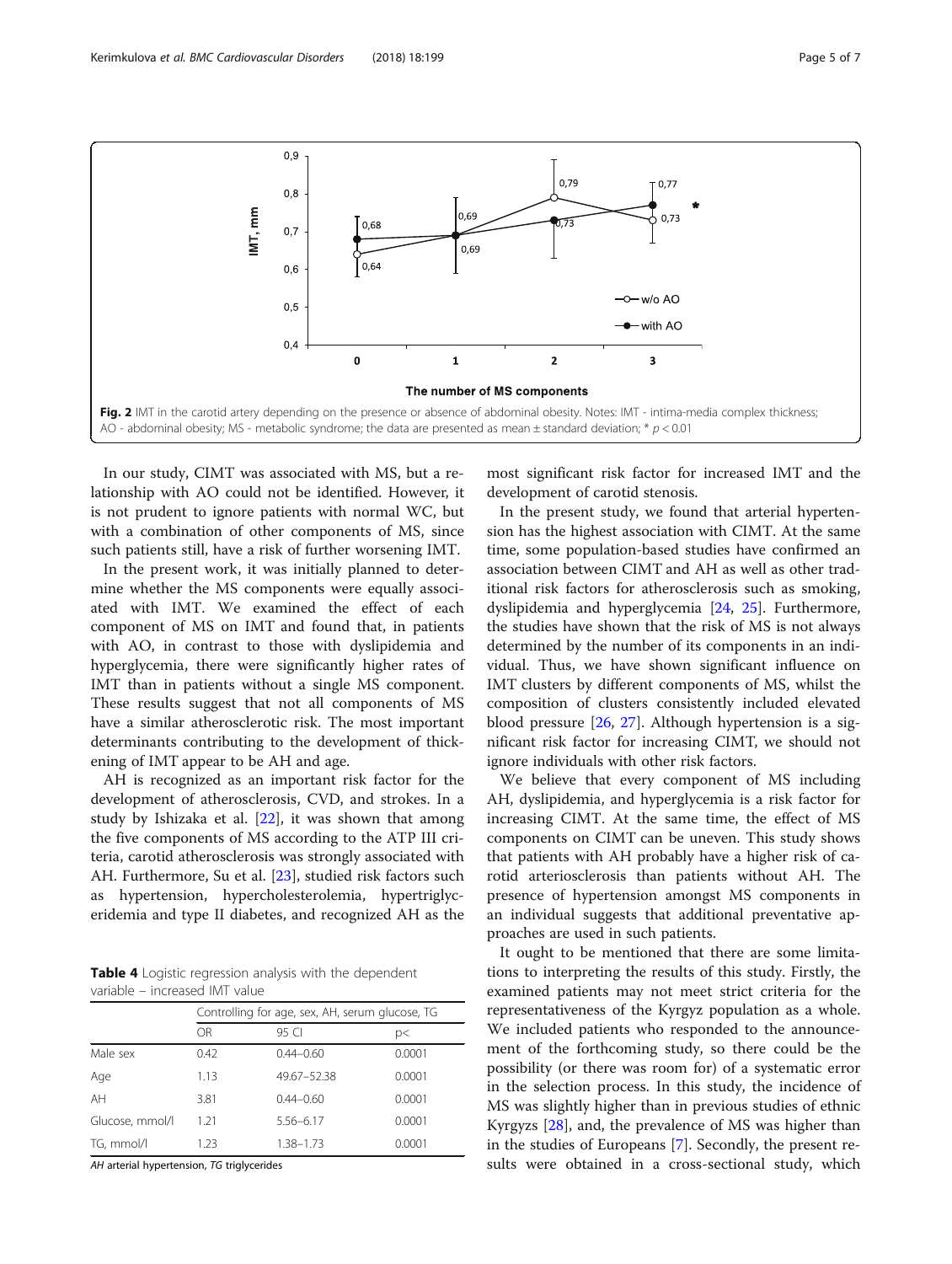Fig. 2 IMT in the carotid artery depending on the presence or absence of abdominal obesity. Notes: IMT - intima-media complex thickness; AO - abdominal obesity; MS - metabolic syndrome; the data are presented as mean ± standard deviation; * $p < 0.01$

In our study, CIMT was associated with MS, but a relationship with AO could not be identified. However, it is not prudent to ignore patients with normal WC, but with a combination of other components of MS, since such patients still, have a risk of further worsening IMT.

In the present work, it was initially planned to determine whether the MS components were equally associated with IMT. We examined the effect of each component of MS on IMT and found that, in patients with AO, in contrast to those with dyslipidemia and hyperglycemia, there were significantly higher rates of IMT than in patients without a single MS component. These results suggest that not all components of MS have a similar atherosclerotic risk. The most important determinants contributing to the development of thickening of IMT appear to be AH and age.

AH is recognized as an important risk factor for the development of atherosclerosis, CVD, and strokes. In a study by Ishizaka et al. [22], it was shown that among the five components of MS according to the ATP III criteria, carotid atherosclerosis was strongly associated with AH. Furthermore, Su et al. [23], studied risk factors such as hypertension, hypercholesterolemia, hypertriglyceridemia and type II diabetes, and recognized AH as the most significant risk factor for increased IMT and the development of carotid stenosis.

In the present study, we found that arterial hypertension has the highest association with CIMT. At the same time, some population-based studies have confirmed an association between CIMT and AH as well as other traditional risk factors for atherosclerosis such as smoking, dyslipidemia and hyperglycemia [24, 25]. Furthermore, the studies have shown that the risk of MS is not always determined by the number of its components in an individual. Thus, we have shown significant influence on IMT clusters by different components of MS, whilst the composition of clusters consistently included elevated blood pressure [26, 27]. Although hypertension is a significant risk factor for increasing CIMT, we should not ignore individuals with other risk factors.

We believe that every component of MS including AH, dyslipidemia, and hyperglycemia is a risk factor for increasing CIMT. At the same time, the effect of MS components on CIMT can be uneven. This study shows that patients with AH probably have a higher risk of carotid arteriosclerosis than patients without AH. The presence of hypertension amongst MS components in an individual suggests that additional preventative approaches are used in such patients.

It ought to be mentioned that there are some limitations to interpreting the results of this study. Firstly, the examined patients may not meet strict criteria for the representativeness of the Kyrgyz population as a whole. We included patients who responded to the announcement of the forthcoming study, so there could be the possibility (or there was room for) of a systematic error in the selection process. In this study, the incidence of MS was slightly higher than in previous studies of ethnic Kyrgyzs [28], and, the prevalence of MS was higher than in the studies of Europeans [7]. Secondly, the present results were obtained in a cross-sectional study, which

**Table 4** Logistic regression analysis with the dependent variable – increased IMT value

| | Controlling for age, sex, AH, serum glucose, TG | | |
|---|---|---|---|
| | OR | 95 CI | p< |
| Male sex | 0.42 | 0.44–0.60 | 0.0001 |
| Age | 1.13 | 49.67–52.38 | 0.0001 |
| AH | 3.81 | 0.44–0.60 | 0.0001 |
| Glucose, mmol/l | 1.21 | 5.56–6.17 | 0.0001 |
| TG, mmol/l | 1.23 | 1.38–1.73 | 0.0001 |

*AH* arterial hypertension, *TG* triglycerides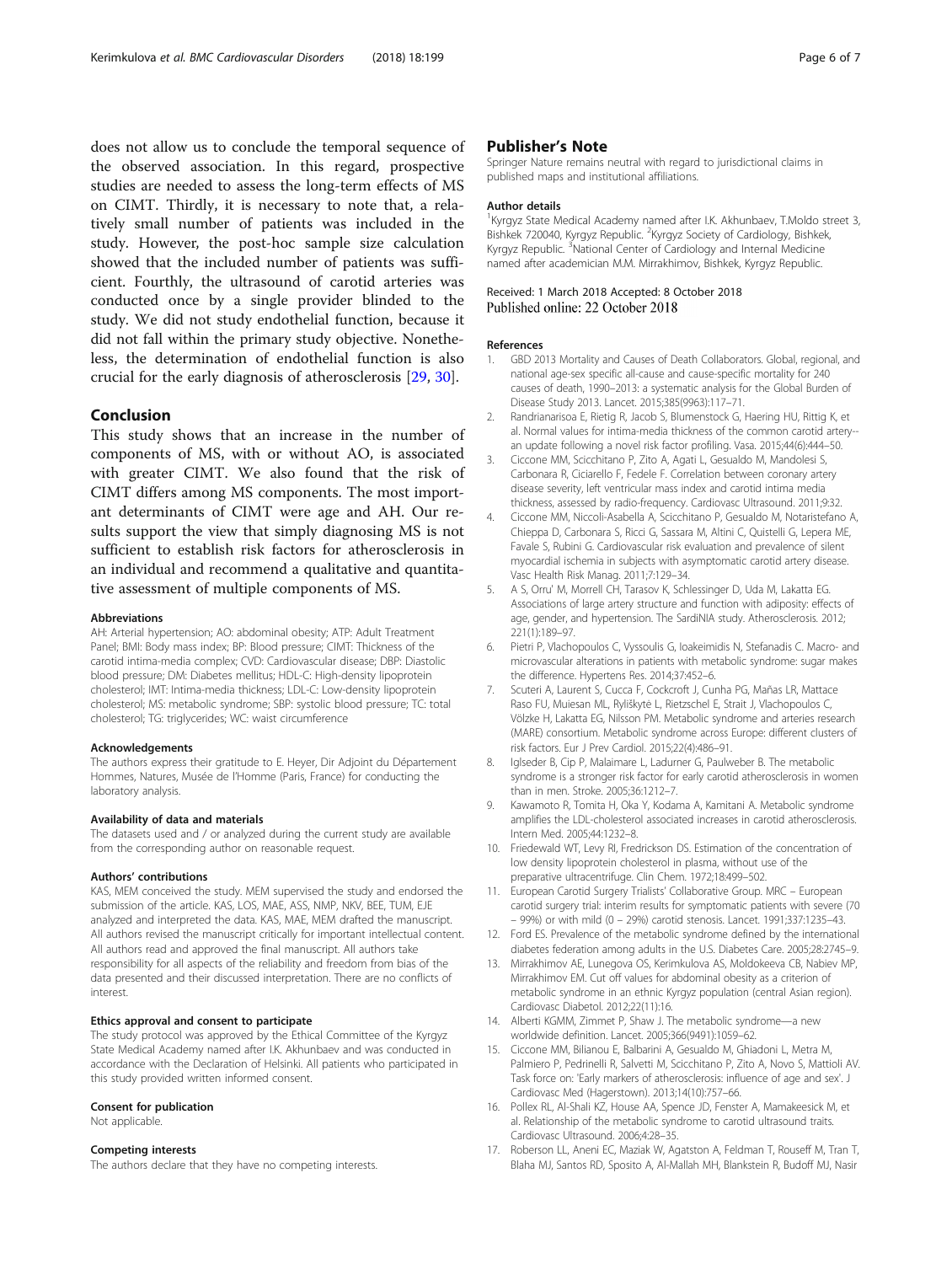does not allow us to conclude the temporal sequence of the observed association. In this regard, prospective studies are needed to assess the long-term effects of MS on CIMT. Thirdly, it is necessary to note that, a relatively small number of patients was included in the study. However, the post-hoc sample size calculation showed that the included number of patients was sufficient. Fourthly, the ultrasound of carotid arteries was conducted once by a single provider blinded to the study. We did not study endothelial function, because it did not fall within the primary study objective. Nonetheless, the determination of endothelial function is also crucial for the early diagnosis of atherosclerosis [29, 30].

## Conclusion

This study shows that an increase in the number of components of MS, with or without AO, is associated with greater CIMT. We also found that the risk of CIMT differs among MS components. The most important determinants of CIMT were age and AH. Our results support the view that simply diagnosing MS is not sufficient to establish risk factors for atherosclerosis in an individual and recommend a qualitative and quantitative assessment of multiple components of MS.

#### Abbreviations

AH: Arterial hypertension; AO: abdominal obesity; ATP: Adult Treatment Panel; BMI: Body mass index; BP: Blood pressure; CIMT: Thickness of the carotid intima-media complex; CVD: Cardiovascular disease; DBP: Diastolic blood pressure; DM: Diabetes mellitus; HDL-C: High-density lipoprotein cholesterol; IMT: Intima-media thickness; LDL-C: Low-density lipoprotein cholesterol; MS: metabolic syndrome; SBP: systolic blood pressure; TC: total cholesterol; TG: triglycerides; WC: waist circumference

#### Acknowledgements

The authors express their gratitude to E. Heyer, Dir Adjoint du Département Hommes, Natures, Musée de l'Homme (Paris, France) for conducting the laboratory analysis.

#### Availability of data and materials

The datasets used and / or analyzed during the current study are available from the corresponding author on reasonable request.

#### Authors' contributions

KAS, MEM conceived the study. MEM supervised the study and endorsed the submission of the article. KAS, LOS, MAE, ASS, NMP, NKV, BEE, TUM, EJE analyzed and interpreted the data. KAS, MAE, MEM drafted the manuscript. All authors revised the manuscript critically for important intellectual content. All authors read and approved the final manuscript. All authors take responsibility for all aspects of the reliability and freedom from bias of the data presented and their discussed interpretation. There are no conflicts of interest.

#### Ethics approval and consent to participate

The study protocol was approved by the Ethical Committee of the Kyrgyz State Medical Academy named after I.K. Akhunbaev and was conducted in accordance with the Declaration of Helsinki. All patients who participated in this study provided written informed consent.

#### Consent for publication

Not applicable.

#### Competing interests

The authors declare that they have no competing interests.

## Publisher's Note

Springer Nature remains neutral with regard to jurisdictional claims in published maps and institutional affiliations.

#### Author details

[1]Kyrgyz State Medical Academy named after I.K. Akhunbaev, T.Moldo street 3, Bishkek 720040, Kyrgyz Republic. [2]Kyrgyz Society of Cardiology, Bishkek, Kyrgyz Republic. [3]National Center of Cardiology and Internal Medicine named after academician M.M. Mirrakhimov, Bishkek, Kyrgyz Republic.

Received: 1 March 2018 Accepted: 8 October 2018
Published online: 22 October 2018

#### References

1. GBD 2013 Mortality and Causes of Death Collaborators. Global, regional, and national age-sex specific all-cause and cause-specific mortality for 240 causes of death, 1990–2013: a systematic analysis for the Global Burden of Disease Study 2013. Lancet. 2015;385(9963):117–71.
2. Randrianarisoa E, Rietig R, Jacob S, Blumenstock G, Haering HU, Rittig K, et al. Normal values for intima-media thickness of the common carotid artery--an update following a novel risk factor profiling. Vasa. 2015;44(6):444–50.
3. Ciccone MM, Scicchitano P, Zito A, Agati L, Gesualdo M, Mandolesi S, Carbonara R, Ciciarello F, Fedele F. Correlation between coronary artery disease severity, left ventricular mass index and carotid intima media thickness, assessed by radio-frequency. Cardiovasc Ultrasound. 2011;9:32.
4. Ciccone MM, Niccoli-Asabella A, Scicchitano P, Gesualdo M, Notaristefano A, Chieppa D, Carbonara S, Ricci G, Sassara M, Altini C, Quistelli G, Lepera ME, Favale S, Rubini G. Cardiovascular risk evaluation and prevalence of silent myocardial ischemia in subjects with asymptomatic carotid artery disease. Vasc Health Risk Manag. 2011;7:129–34.
5. A S, Orru' M, Morrell CH, Tarasov K, Schlessinger D, Uda M, Lakatta EG. Associations of large artery structure and function with adiposity: effects of age, gender, and hypertension. The SardiNIA study. Atherosclerosis. 2012; 221(1):189–97.
6. Pietri P, Vlachopoulos C, Vyssoulis G, Ioakeimidis N, Stefanadis C. Macro- and microvascular alterations in patients with metabolic syndrome: sugar makes the difference. Hypertens Res. 2014;37:452–6.
7. Scuteri A, Laurent S, Cucca F, Cockcroft J, Cunha PG, Mañas LR, Mattace Raso FU, Muiesan ML, Ryliškytė L, Rietzschel E, Strait J, Vlachopoulos C, Völzke H, Lakatta EG, Nilsson PM. Metabolic syndrome and arteries research (MARE) consortium. Metabolic syndrome across Europe: different clusters of risk factors. Eur J Prev Cardiol. 2015;22(4):486–91.
8. Iglseder B, Cip P, Malaimare L, Ladurner G, Paulweber B. The metabolic syndrome is a stronger risk factor for early carotid atherosclerosis in women than in men. Stroke. 2005;36:1212–7.
9. Kawamoto R, Tomita H, Oka Y, Kodama A, Kamitani A. Metabolic syndrome amplifies the LDL-cholesterol associated increases in carotid atherosclerosis. Intern Med. 2005;44:1232–8.
10. Friedewald WT, Levy RI, Fredrickson DS. Estimation of the concentration of low density lipoprotein cholesterol in plasma, without use of the preparative ultracentrifuge. Clin Chem. 1972;18:499–502.
11. European Carotid Surgery Trialists' Collaborative Group. MRC – European carotid surgery trial: interim results for symptomatic patients with severe (70 – 99%) or with mild (0 – 29%) carotid stenosis. Lancet. 1991;337:1235–43.
12. Ford ES. Prevalence of the metabolic syndrome defined by the international diabetes federation among adults in the U.S. Diabetes Care. 2005;28:2745–9.
13. Mirrakhimov AE, Lunegova OS, Kerimkulova AS, Moldokeeva CB, Nabiev MP, Mirrakhimov EM. Cut off values for abdominal obesity as a criterion of metabolic syndrome in an ethnic Kyrgyz population (central Asian region). Cardiovasc Diabetol. 2012;22(11):16.
14. Alberti KGMM, Zimmet P, Shaw J. The metabolic syndrome—a new worldwide definition. Lancet. 2005;366(9491):1059–62.
15. Ciccone MM, Bilianou E, Balbarini A, Gesualdo M, Ghiadoni L, Metra M, Palmiero P, Pedrinelli R, Salvetti M, Scicchitano P, Zito A, Novo S, Mattioli AV. Task force on: 'Early markers of atherosclerosis: influence of age and sex'. J Cardiovasc Med (Hagerstown). 2013;14(10):757–66.
16. Pollex RL, Al-Shali KZ, House AA, Spence JD, Fenster A, Mamakeesick M, et al. Relationship of the metabolic syndrome to carotid ultrasound traits. Cardiovasc Ultrasound. 2006;4:28–35.
17. Roberson LL, Aneni EC, Maziak W, Agatston A, Feldman T, Rouseff M, Tran T, Blaha MJ, Santos RD, Sposito A, Al-Mallah MH, Blankstein R, Budoff MJ, Nasir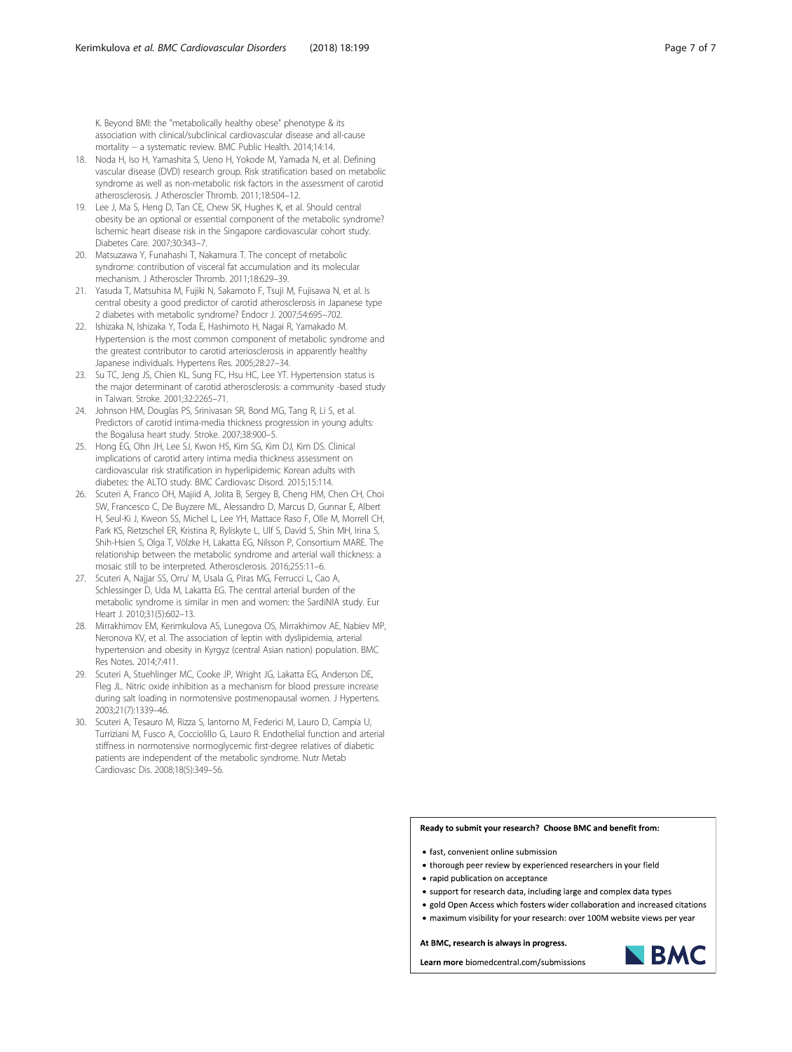K. Beyond BMI: the "metabolically healthy obese" phenotype & its association with clinical/subclinical cardiovascular disease and all-cause mortality -- a systematic review. BMC Public Health. 2014;14:14.

18. Noda H, Iso H, Yamashita S, Ueno H, Yokode M, Yamada N, et al. Defining vascular disease (DVD) research group. Risk stratification based on metabolic syndrome as well as non-metabolic risk factors in the assessment of carotid atherosclerosis. J Atheroscler Thromb. 2011;18:504–12.
19. Lee J, Ma S, Heng D, Tan CE, Chew SK, Hughes K, et al. Should central obesity be an optional or essential component of the metabolic syndrome? Ischemic heart disease risk in the Singapore cardiovascular cohort study. Diabetes Care. 2007;30:343–7.
20. Matsuzawa Y, Funahashi T, Nakamura T. The concept of metabolic syndrome: contribution of visceral fat accumulation and its molecular mechanism. J Atheroscler Thromb. 2011;18:629–39.
21. Yasuda T, Matsuhisa M, Fujiki N, Sakamoto F, Tsuji M, Fujisawa N, et al. Is central obesity a good predictor of carotid atherosclerosis in Japanese type 2 diabetes with metabolic syndrome? Endocr J. 2007;54:695–702.
22. Ishizaka N, Ishizaka Y, Toda E, Hashimoto H, Nagai R, Yamakado M. Hypertension is the most common component of metabolic syndrome and the greatest contributor to carotid arteriosclerosis in apparently healthy Japanese individuals. Hypertens Res. 2005;28:27–34.
23. Su TC, Jeng JS, Chien KL, Sung FC, Hsu HC, Lee YT. Hypertension status is the major determinant of carotid atherosclerosis: a community -based study in Taiwan. Stroke. 2001;32:2265–71.
24. Johnson HM, Douglas PS, Srinivasan SR, Bond MG, Tang R, Li S, et al. Predictors of carotid intima-media thickness progression in young adults: the Bogalusa heart study. Stroke. 2007;38:900–5.
25. Hong EG, Ohn JH, Lee SJ, Kwon HS, Kim SG, Kim DJ, Kim DS. Clinical implications of carotid artery intima media thickness assessment on cardiovascular risk stratification in hyperlipidemic Korean adults with diabetes: the ALTO study. BMC Cardiovasc Disord. 2015;15:114.
26. Scuteri A, Franco OH, Majiid A, Jolita B, Sergey B, Cheng HM, Chen CH, Choi SW, Francesco C, De Buyzere ML, Alessandro D, Marcus D, Gunnar E, Albert H, Seul-Ki J, Kweon SS, Michel L, Lee YH, Mattace Raso F, Olle M, Morrell CH, Park KS, Rietzschel ER, Kristina R, Ryliskyte L, Ulf S, David S, Shin MH, Irina S, Shih-Hsien S, Olga T, Völzke H, Lakatta EG, Nilsson P, Consortium MARE. The relationship between the metabolic syndrome and arterial wall thickness: a mosaic still to be interpreted. Atherosclerosis. 2016;255:11–6.
27. Scuteri A, Najjar SS, Orru' M, Usala G, Piras MG, Ferrucci L, Cao A, Schlessinger D, Uda M, Lakatta EG. The central arterial burden of the metabolic syndrome is similar in men and women: the SardiNIA study. Eur Heart J. 2010;31(5):602–13.
28. Mirrakhimov EM, Kerimkulova AS, Lunegova OS, Mirrakhimov AE, Nabiev MP, Neronova KV, et al. The association of leptin with dyslipidemia, arterial hypertension and obesity in Kyrgyz (central Asian nation) population. BMC Res Notes. 2014;7:411.
29. Scuteri A, Stuehlinger MC, Cooke JP, Wright JG, Lakatta EG, Anderson DE, Fleg JL. Nitric oxide inhibition as a mechanism for blood pressure increase during salt loading in normotensive postmenopausal women. J Hypertens. 2003;21(7):1339–46.
30. Scuteri A, Tesauro M, Rizza S, Iantorno M, Federici M, Lauro D, Campia U, Turriziani M, Fusco A, Cocciolillo G, Lauro R. Endothelial function and arterial stiffness in normotensive normoglycemic first-degree relatives of diabetic patients are independent of the metabolic syndrome. Nutr Metab Cardiovasc Dis. 2008;18(5):349–56.

**Ready to submit your research? Choose BMC and benefit from:**

- fast, convenient online submission
- thorough peer review by experienced researchers in your field
- rapid publication on acceptance
- support for research data, including large and complex data types
- gold Open Access which fosters wider collaboration and increased citations
- maximum visibility for your research: over 100M website views per year

**At BMC, research is always in progress.**

**Learn more** biomedcentral.com/submissions

BMC